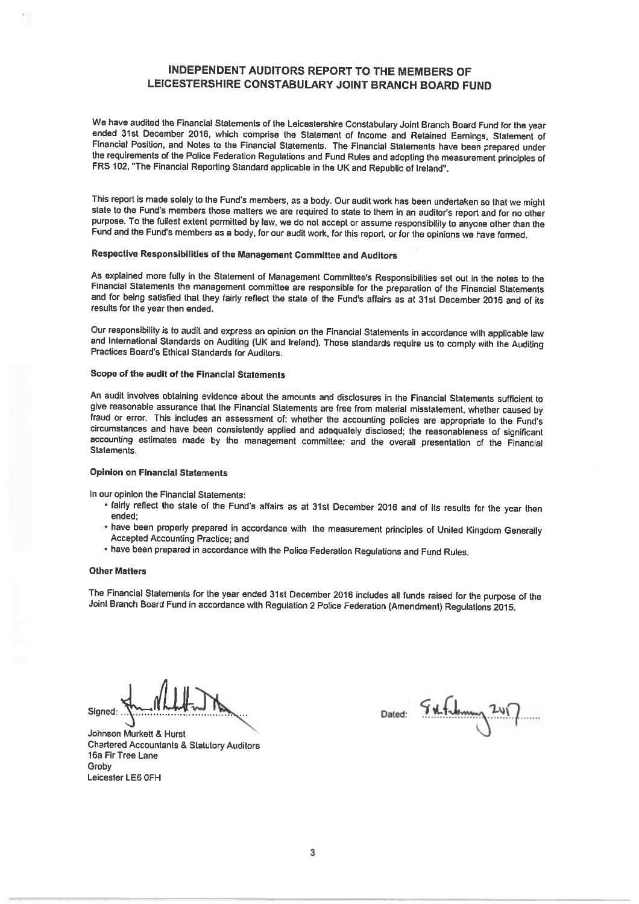# INDEPENDENT AUDITORS REPORT TO THE MEMBERS OF LEICESTERSHIRE CONSTABULARY JOINT BRANCH BOARD FUND

We have audited the Financial Statements of the Leicestershire Constabulary Joint Branch Board Fund for the year ended 31st December 2016, which comprise the Statement of Income and Retained Earnings, Statement of Financial Position, and Notes to the Financial Statements. The Financial Statements have been prepared under the requirements of the Police Federation Regulations and Fund Rules and adopting the measurement principles of FRS 102, "The Financial Reporting Standard applicable in the UK and Republic of Ireland".

This report is made solely to the Fund's members, as a body. Our audit work has been undertaken so that we might state to the Fund's members those matters we are required to state to them in an auditor's report and for no other purpose. To the fullest extent permitted by law, we do not accept or assume responsibility to anyone other than the Fund and the Fund's members as a body, for our audit work, for this report, or for the opinions we have formed.

### Respective Responsibilities of the Management Committee and Auditors

As explained more fully in the Statement of Management Committee's Responsibilities set out in the notes to the Financial Statements the management committee are responsible for the preparation of the Financial Statements and for being satisfied that they fairly reflect the state of the Fund's affairs as at 31st December 2016 and of its results for the year then ended.

Our responsibility is to audit and express an opinion on the Financial Statements in accordance with applicable law and International Standards on Auditing (UK and Ireland). Those standards require us to comply with the Auditing Practices Board's Ethical Standards for Auditors.

### Scope of the audit of the Financial Statements

An audit involves obtaining evidence about the amounts and disclosures in the Financial Statements sufficient to give reasonable assurance that the Financial Statements are free from material misstatement, whether caused by fraud or error. This includes an assessment of: whether the accounting policies are appropriate to the Fund's circumstances and have been consistently applied and adequately disclosed; the reasonableness of significant accounting estimates made by the management committee; and the overall presentation of the Financial Statements.

### Opinion on Financial Statements

In our opinion the Financial Statements:

- fairly reflect the state of the Fund's affairs as at 31st December 2016 and of its results for the year then ended;
- have been properly prepared in accordance with the measurement principles of United Kingdom Generally Accepted Accounting Practice; and
- have been prepared in accordance with the Police Federation Regulations and Fund Rules.

### Other Matters

The Financial Statements for the year ended 31st December 2016 includes all funds raised for the purpose of the Joint Branch Board Fund in accordance with Regulation 2 Police Federation (Amendment) Regulations 2015.

Signed: ............................................

Dated: 8th February 2017

Johnson Murkett & Hurst
Chartered Accountants & Statutory Auditors
16a Fir Tree Lane
Groby
Leicester LE6 0FH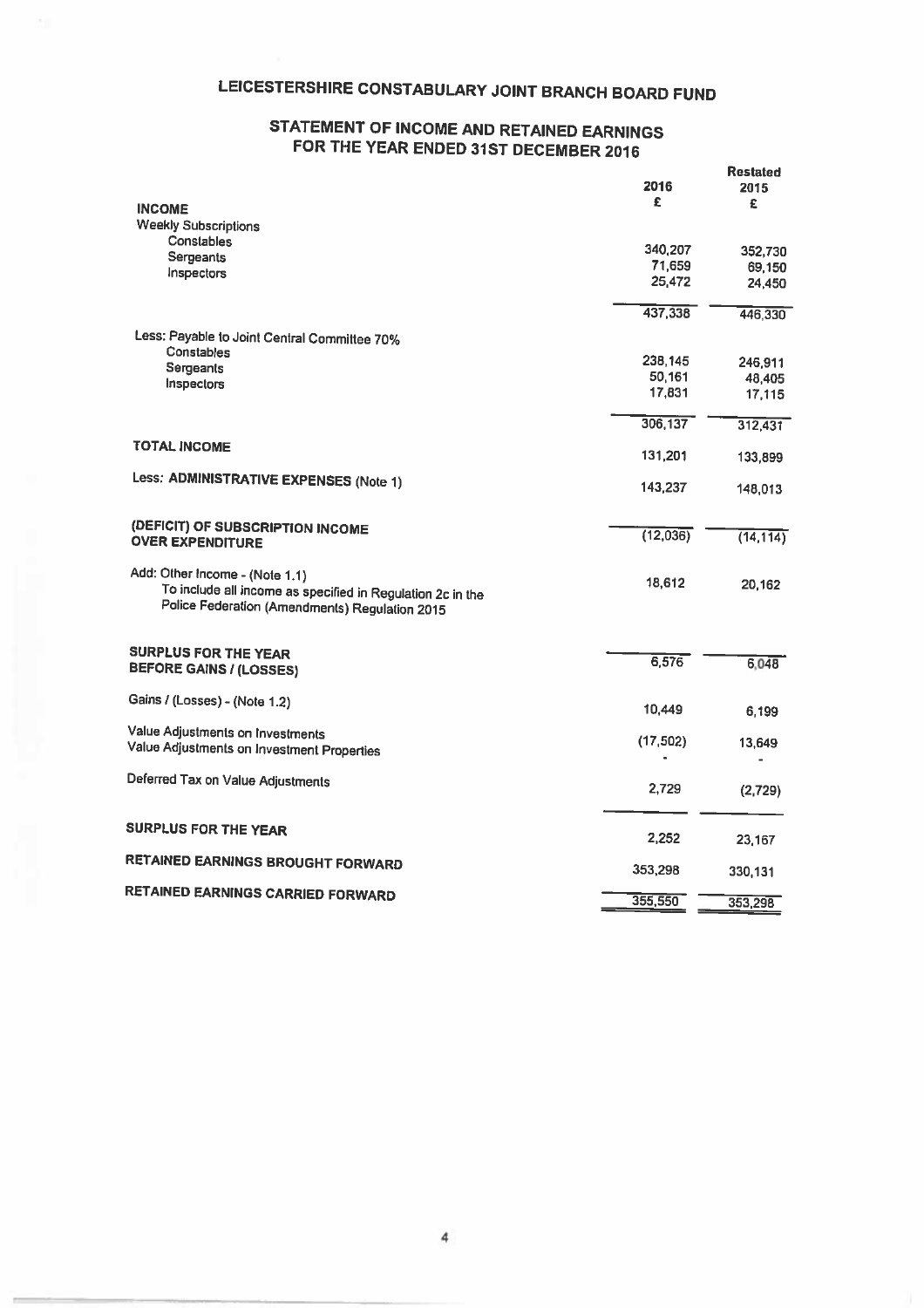# LEICESTERSHIRE CONSTABULARY JOINT BRANCH BOARD FUND

## STATEMENT OF INCOME AND RETAINED EARNINGS FOR THE YEAR ENDED 31ST DECEMBER 2016

| | 2016 | Restated 2015 |
|---|---|---|
| | £ | £ |
| **INCOME** | | |
| Weekly Subscriptions | | |
| Constables | 340,207 | 352,730 |
| Sergeants | 71,659 | 69,150 |
| Inspectors | 25,472 | 24,450 |
| | 437,338 | 446,330 |
| Less: Payable to Joint Central Committee 70% | | |
| Constables | 238,145 | 246,911 |
| Sergeants | 50,161 | 48,405 |
| Inspectors | 17,831 | 17,115 |
| | 306,137 | 312,431 |
| **TOTAL INCOME** | 131,201 | 133,899 |
| Less: **ADMINISTRATIVE EXPENSES (Note 1)** | 143,237 | 148,013 |
| **(DEFICIT) OF SUBSCRIPTION INCOME OVER EXPENDITURE** | (12,036) | (14,114) |
| Add: Other Income - (Note 1.1) To include all income as specified in Regulation 2c in the Police Federation (Amendments) Regulation 2015 | 18,612 | 20,162 |
| **SURPLUS FOR THE YEAR BEFORE GAINS / (LOSSES)** | 6,576 | 6,048 |
| Gains / (Losses) - (Note 1.2) | 10,449 | 6,199 |
| Value Adjustments on Investments | (17,502) | 13,649 |
| Value Adjustments on Investment Properties | - | - |
| Deferred Tax on Value Adjustments | 2,729 | (2,729) |
| **SURPLUS FOR THE YEAR** | 2,252 | 23,167 |
| **RETAINED EARNINGS BROUGHT FORWARD** | 353,298 | 330,131 |
| **RETAINED EARNINGS CARRIED FORWARD** | 355,550 | 353,298 |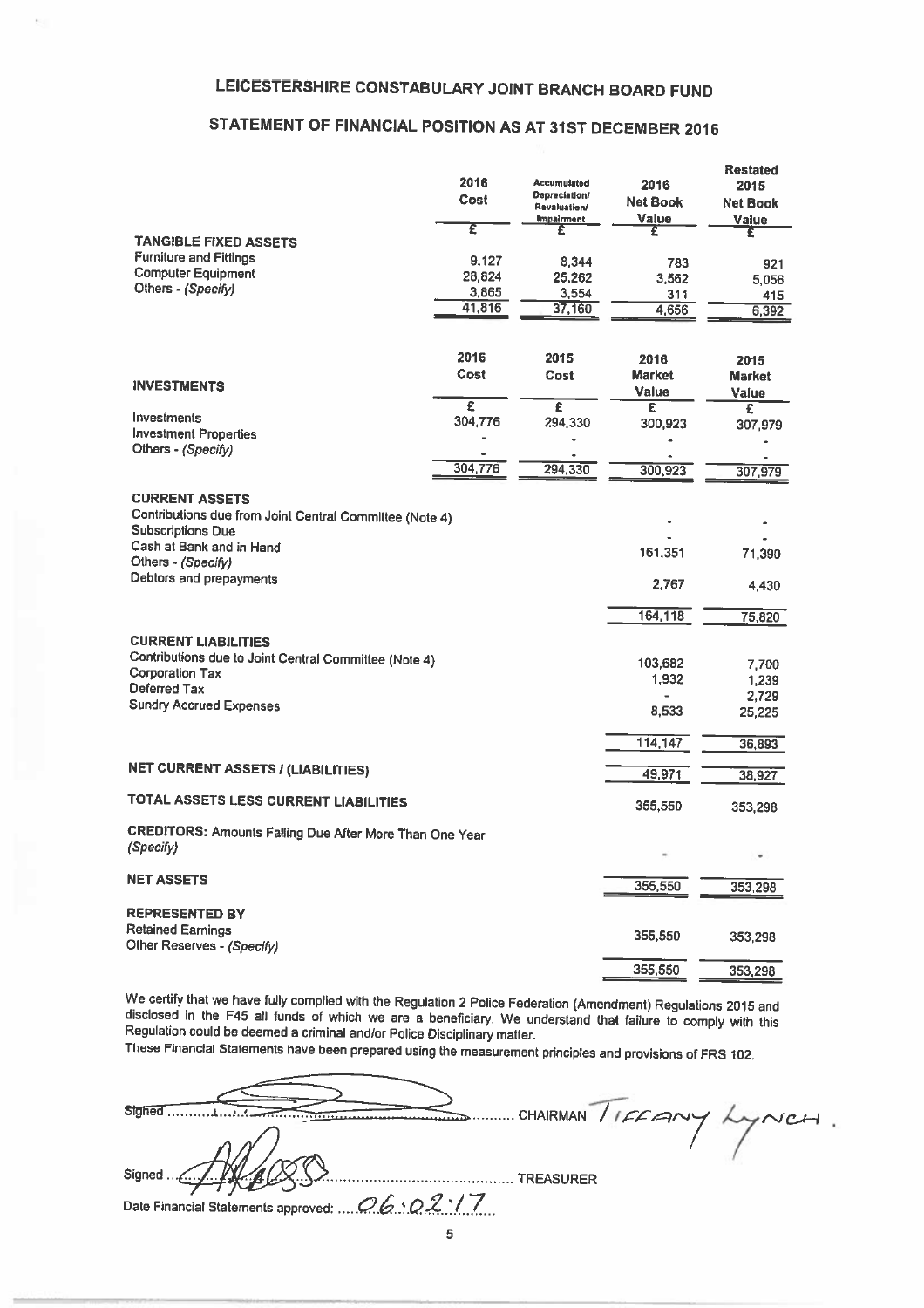# LEICESTERSHIRE CONSTABULARY JOINT BRANCH BOARD FUND

## STATEMENT OF FINANCIAL POSITION AS AT 31ST DECEMBER 2016

| | 2016 Cost | Accumulated Depreciation/ Revaluation/ Impairment | 2016 Net Book Value | Restated 2015 Net Book Value |
|---|---|---|---|---|
| | £ | £ | £ | £ |
| **TANGIBLE FIXED ASSETS** | | | | |
| Furniture and Fittings | 9,127 | 8,344 | 783 | 921 |
| Computer Equipment | 28,824 | 25,262 | 3,562 | 5,056 |
| Others - *(Specify)* | 3,865 | 3,554 | 311 | 415 |
| | 41,816 | 37,160 | 4,656 | 6,392 |

| **INVESTMENTS** | 2016 Cost | 2015 Cost | 2016 Market Value | 2015 Market Value |
|---|---|---|---|---|
| | £ | £ | £ | £ |
| Investments | 304,776 | 294,330 | 300,923 | 307,979 |
| Investment Properties | - | - | - | - |
| Others - *(Specify)* | - | - | - | - |
| | 304,776 | 294,330 | 300,923 | 307,979 |

| | 2016 | 2015 |
|---|---|---|
| **CURRENT ASSETS** | | |
| Contributions due from Joint Central Committee (Note 4) | - | - |
| Subscriptions Due | - | - |
| Cash at Bank and in Hand | 161,351 | 71,390 |
| Others - *(Specify)* | | |
| Debtors and prepayments | 2,767 | 4,430 |
| | 164,118 | 75,820 |
| **CURRENT LIABILITIES** | | |
| Contributions due to Joint Central Committee (Note 4) | 103,682 | 7,700 |
| Corporation Tax | 1,932 | 1,239 |
| Deferred Tax | - | 2,729 |
| Sundry Accrued Expenses | 8,533 | 25,225 |
| | 114,147 | 36,893 |
| **NET CURRENT ASSETS / (LIABILITIES)** | 49,971 | 38,927 |
| **TOTAL ASSETS LESS CURRENT LIABILITIES** | 355,550 | 353,298 |
| **CREDITORS:** Amounts Falling Due After More Than One Year *(Specify)* | - | - |
| **NET ASSETS** | 355,550 | 353,298 |
| **REPRESENTED BY** | | |
| Retained Earnings | 355,550 | 353,298 |
| Other Reserves - *(Specify)* | | |
| | 355,550 | 353,298 |

We certify that we have fully complied with the Regulation 2 Police Federation (Amendment) Regulations 2015 and disclosed in the F45 all funds of which we are a beneficiary. We understand that failure to comply with this Regulation could be deemed a criminal and/or Police Disciplinary matter.

These Financial Statements have been prepared using the measurement principles and provisions of FRS 102.

Signed ............................................ CHAIRMAN TIFFANY LYNCH.

Signed ............................................ TREASURER

Date Financial Statements approved: 06.02.17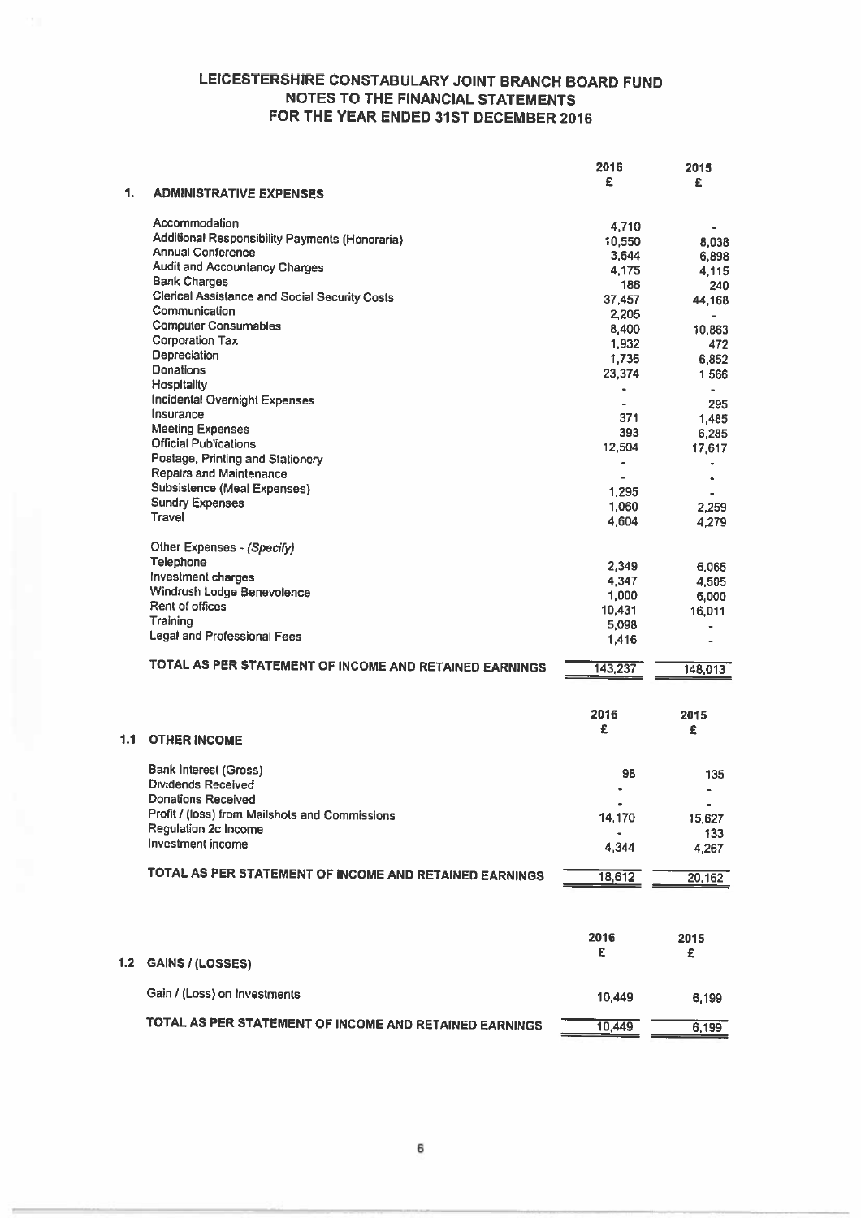# LEICESTERSHIRE CONSTABULARY JOINT BRANCH BOARD FUND
## NOTES TO THE FINANCIAL STATEMENTS
## FOR THE YEAR ENDED 31ST DECEMBER 2016

### 1. ADMINISTRATIVE EXPENSES

| | 2016 £ | 2015 £ |
|---|---|---|
| Accommodation | 4,710 | - |
| Additional Responsibility Payments (Honoraria) | 10,550 | 8,038 |
| Annual Conference | 3,644 | 6,898 |
| Audit and Accountancy Charges | 4,175 | 4,115 |
| Bank Charges | 186 | 240 |
| Clerical Assistance and Social Security Costs | 37,457 | 44,168 |
| Communication | 2,205 | - |
| Computer Consumables | 8,400 | 10,863 |
| Corporation Tax | 1,932 | 472 |
| Depreciation | 1,736 | 6,852 |
| Donations | 23,374 | 1,566 |
| Hospitality | - | - |
| Incidental Overnight Expenses | - | 295 |
| Insurance | 371 | 1,485 |
| Meeting Expenses | 393 | 6,285 |
| Official Publications | 12,504 | 17,617 |
| Postage, Printing and Stationery | - | - |
| Repairs and Maintenance | - | - |
| Subsistence (Meal Expenses) | 1,295 | - |
| Sundry Expenses | 1,060 | 2,259 |
| Travel | 4,604 | 4,279 |
| Other Expenses - *(Specify)* | | |
| Telephone | 2,349 | 6,065 |
| Investment charges | 4,347 | 4,505 |
| Windrush Lodge Benevolence | 1,000 | 6,000 |
| Rent of offices | 10,431 | 16,011 |
| Training | 5,098 | - |
| Legal and Professional Fees | 1,416 | - |
| TOTAL AS PER STATEMENT OF INCOME AND RETAINED EARNINGS | 143,237 | 148,013 |

### 1.1 OTHER INCOME

| | 2016 £ | 2015 £ |
|---|---|---|
| Bank Interest (Gross) | 98 | 135 |
| Dividends Received | - | - |
| Donations Received | - | - |
| Profit / (loss) from Mailshots and Commissions | 14,170 | 15,627 |
| Regulation 2c Income | - | 133 |
| Investment income | 4,344 | 4,267 |
| TOTAL AS PER STATEMENT OF INCOME AND RETAINED EARNINGS | 18,612 | 20,162 |

### 1.2 GAINS / (LOSSES)

| | 2016 £ | 2015 £ |
|---|---|---|
| Gain / (Loss) on Investments | 10,449 | 6,199 |
| TOTAL AS PER STATEMENT OF INCOME AND RETAINED EARNINGS | 10,449 | 6,199 |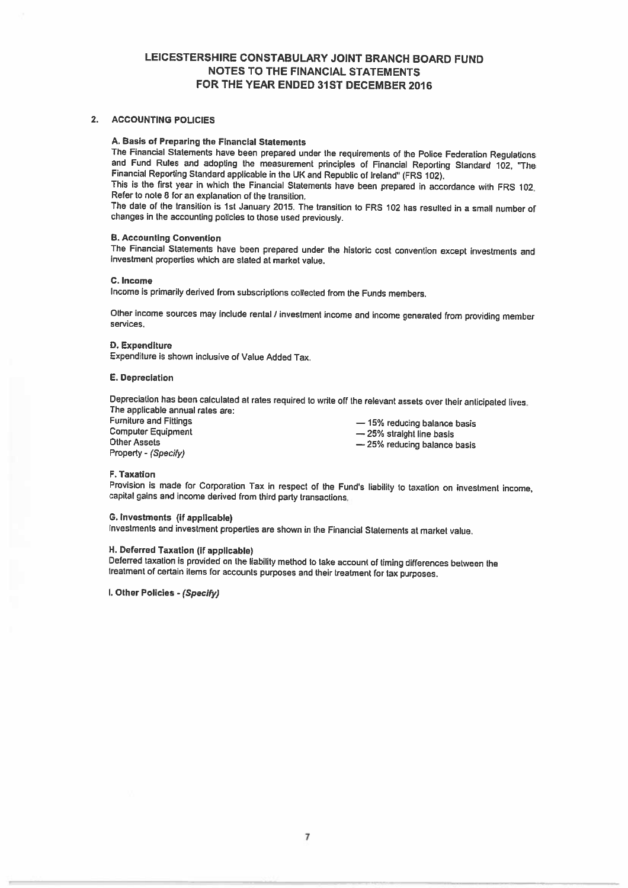# LEICESTERSHIRE CONSTABULARY JOINT BRANCH BOARD FUND
## NOTES TO THE FINANCIAL STATEMENTS
## FOR THE YEAR ENDED 31ST DECEMBER 2016

### 2. ACCOUNTING POLICIES

**A. Basis of Preparing the Financial Statements**

The Financial Statements have been prepared under the requirements of the Police Federation Regulations and Fund Rules and adopting the measurement principles of Financial Reporting Standard 102, "The Financial Reporting Standard applicable in the UK and Republic of Ireland" (FRS 102).

This is the first year in which the Financial Statements have been prepared in accordance with FRS 102. Refer to note 8 for an explanation of the transition.

The date of the transition is 1st January 2015. The transition to FRS 102 has resulted in a small number of changes in the accounting policies to those used previously.

**B. Accounting Convention**

The Financial Statements have been prepared under the historic cost convention except investments and investment properties which are stated at market value.

**C. Income**

Income is primarily derived from subscriptions collected from the Funds members.

Other income sources may include rental / investment income and income generated from providing member services.

**D. Expenditure**

Expenditure is shown inclusive of Value Added Tax.

**E. Depreciation**

Depreciation has been calculated at rates required to write off the relevant assets over their anticipated lives.
The applicable annual rates are:

| | |
|---|---|
| Furniture and Fittings | — 15% reducing balance basis |
| Computer Equipment | — 25% straight line basis |
| Other Assets | — 25% reducing balance basis |
| Property - *(Specify)* | |

**F. Taxation**

Provision is made for Corporation Tax in respect of the Fund's liability to taxation on investment income, capital gains and income derived from third party transactions.

**G. Investments (if applicable)**

Investments and investment properties are shown in the Financial Statements at market value.

**H. Deferred Taxation (if applicable)**

Deferred taxation is provided on the liability method to take account of timing differences between the treatment of certain items for accounts purposes and their treatment for tax purposes.

**I. Other Policies - *(Specify)***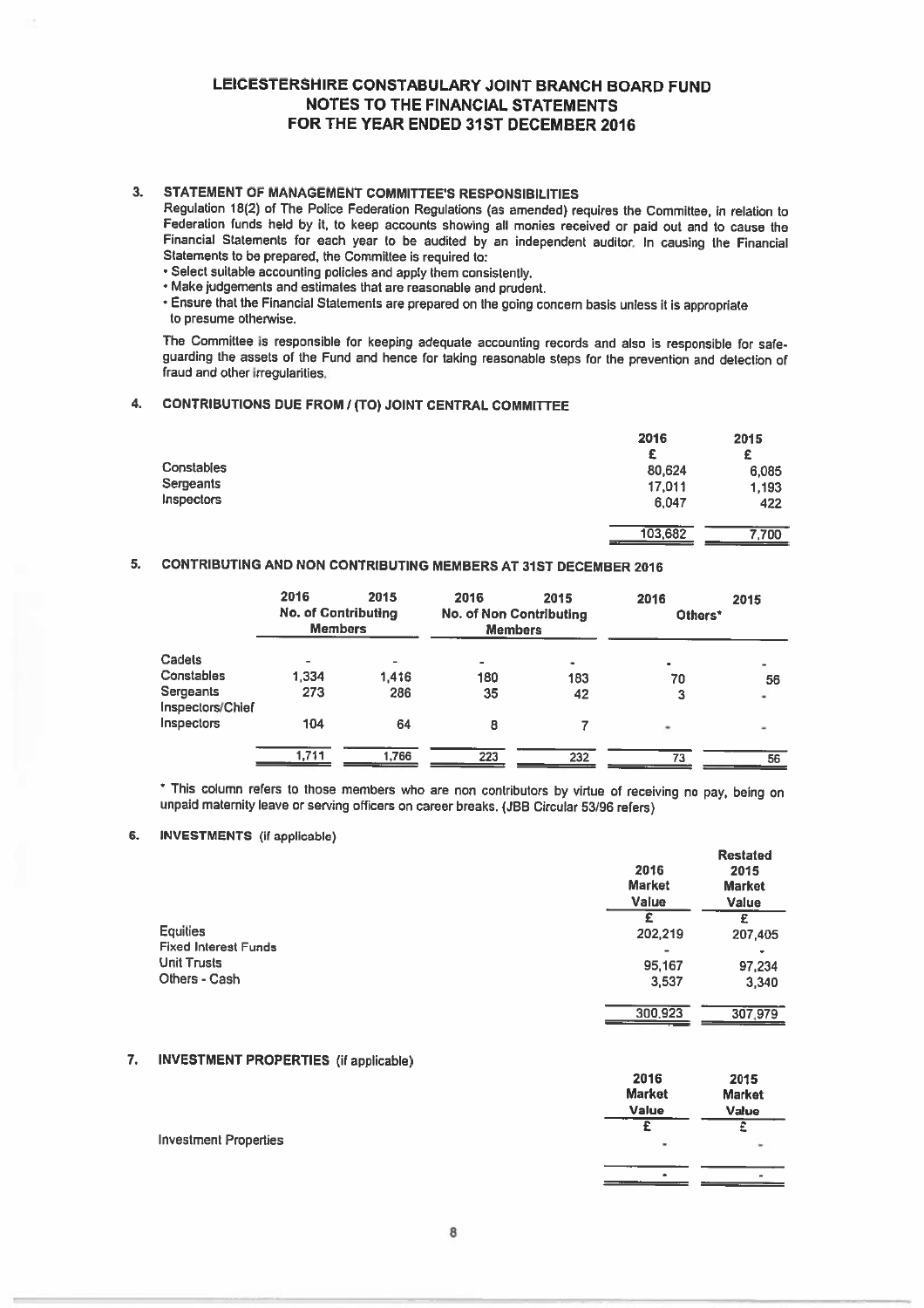# LEICESTERSHIRE CONSTABULARY JOINT BRANCH BOARD FUND
## NOTES TO THE FINANCIAL STATEMENTS
## FOR THE YEAR ENDED 31ST DECEMBER 2016

### 3. STATEMENT OF MANAGEMENT COMMITTEE'S RESPONSIBILITIES

Regulation 18(2) of The Police Federation Regulations (as amended) requires the Committee, in relation to Federation funds held by it, to keep accounts showing all monies received or paid out and to cause the Financial Statements for each year to be audited by an independent auditor. In causing the Financial Statements to be prepared, the Committee is required to:

- Select suitable accounting policies and apply them consistently.
- Make judgements and estimates that are reasonable and prudent.
- Ensure that the Financial Statements are prepared on the going concern basis unless it is appropriate to presume otherwise.

The Committee is responsible for keeping adequate accounting records and also is responsible for safe-guarding the assets of the Fund and hence for taking reasonable steps for the prevention and detection of fraud and other irregularities.

### 4. CONTRIBUTIONS DUE FROM / (TO) JOINT CENTRAL COMMITTEE

| | 2016 | 2015 |
|---|---|---|
| | £ | £ |
| Constables | 80,624 | 6,085 |
| Sergeants | 17,011 | 1,193 |
| Inspectors | 6,047 | 422 |
| | 103,682 | 7,700 |

### 5. CONTRIBUTING AND NON CONTRIBUTING MEMBERS AT 31ST DECEMBER 2016

| | 2016 | 2015 | 2016 | 2015 | 2016 | 2015 |
|---|---|---|---|---|---|---|
| | No. of Contributing Members | | No. of Non Contributing Members | | Others* | |
| Cadets | - | - | - | - | - | - |
| Constables | 1,334 | 1,416 | 180 | 183 | 70 | 56 |
| Sergeants | 273 | 286 | 35 | 42 | 3 | - |
| Inspectors/Chief Inspectors | 104 | 64 | 8 | 7 | - | - |
| | 1,711 | 1,766 | 223 | 232 | 73 | 56 |

\* This column refers to those members who are non contributors by virtue of receiving no pay, being on unpaid maternity leave or serving officers on career breaks. (JBB Circular 53/96 refers)

### 6. INVESTMENTS (if applicable)

| | 2016 Market Value | Restated 2015 Market Value |
|---|---|---|
| | £ | £ |
| Equities | 202,219 | 207,405 |
| Fixed Interest Funds | - | - |
| Unit Trusts | 95,167 | 97,234 |
| Others - Cash | 3,537 | 3,340 |
| | 300,923 | 307,979 |

### 7. INVESTMENT PROPERTIES (if applicable)

| | 2016 Market Value | 2015 Market Value |
|---|---|---|
| | £ | £ |
| Investment Properties | - | - |
| | - | - |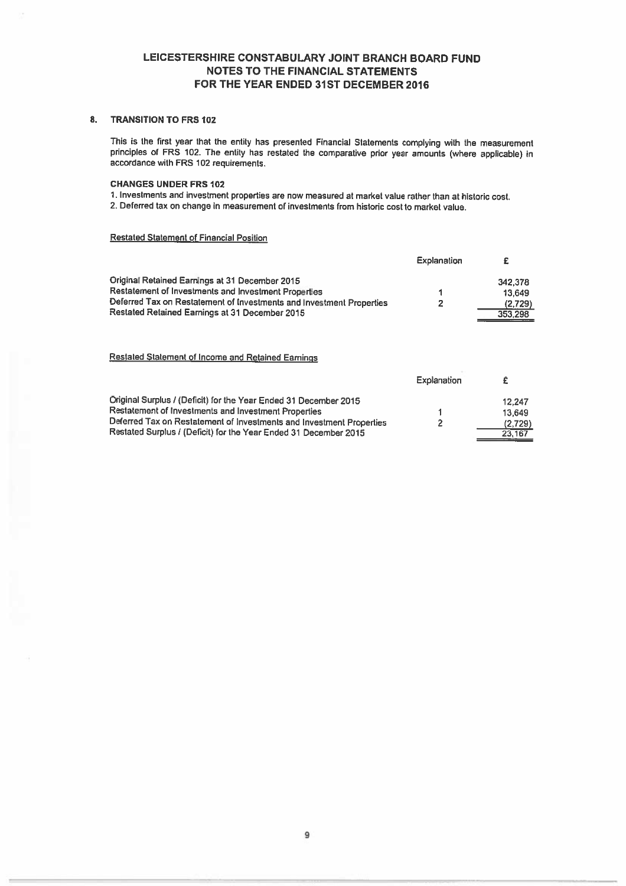# LEICESTERSHIRE CONSTABULARY JOINT BRANCH BOARD FUND
## NOTES TO THE FINANCIAL STATEMENTS
## FOR THE YEAR ENDED 31ST DECEMBER 2016

### 8. TRANSITION TO FRS 102

This is the first year that the entity has presented Financial Statements complying with the measurement principles of FRS 102. The entity has restated the comparative prior year amounts (where applicable) in accordance with FRS 102 requirements.

**CHANGES UNDER FRS 102**

1. Investments and investment properties are now measured at market value rather than at historic cost.
2. Deferred tax on change in measurement of investments from historic cost to market value.

Restated Statement of Financial Position

| | Explanation | £ |
|---|---|---|
| Original Retained Earnings at 31 December 2015 | | 342,378 |
| Restatement of Investments and Investment Properties | 1 | 13,649 |
| Deferred Tax on Restatement of Investments and Investment Properties | 2 | (2,729) |
| Restated Retained Earnings at 31 December 2015 | | 353,298 |

Restated Statement of Income and Retained Earnings

| | Explanation | £ |
|---|---|---|
| Original Surplus / (Deficit) for the Year Ended 31 December 2015 | | 12,247 |
| Restatement of Investments and Investment Properties | 1 | 13,649 |
| Deferred Tax on Restatement of Investments and Investment Properties | 2 | (2,729) |
| Restated Surplus / (Deficit) for the Year Ended 31 December 2015 | | 23,167 |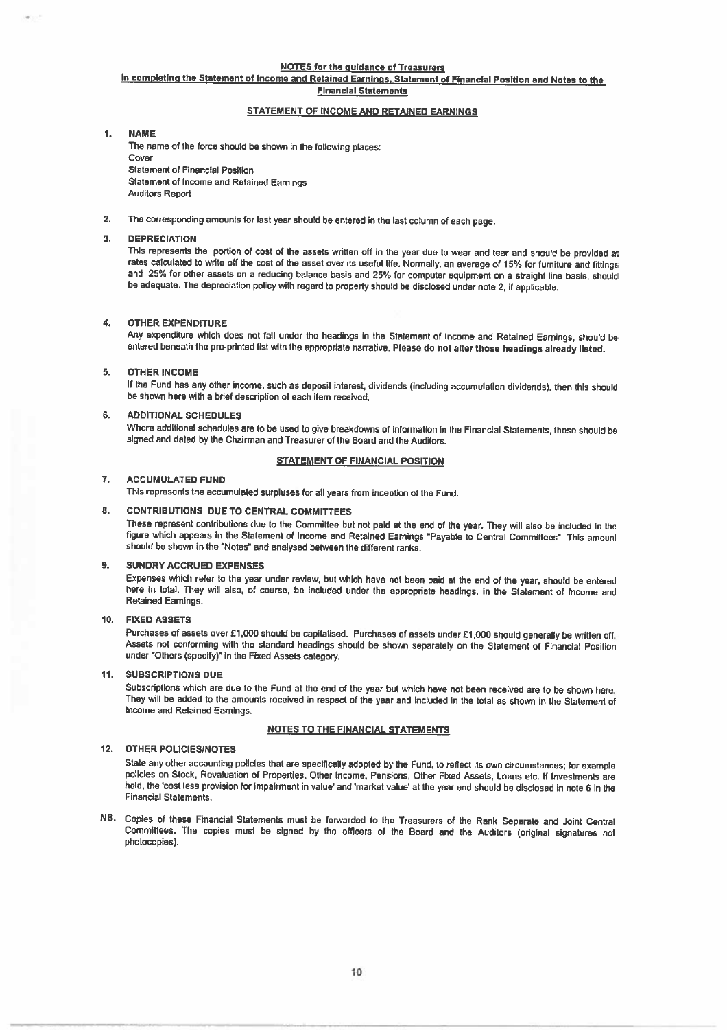## NOTES for the guidance of Treasurers

### In completing the Statement of Income and Retained Earnings, Statement of Financial Position and Notes to the Financial Statements

### STATEMENT OF INCOME AND RETAINED EARNINGS

**1. NAME**

The name of the force should be shown in the following places:
Cover
Statement of Financial Position
Statement of Income and Retained Earnings
Auditors Report

**2.** The corresponding amounts for last year should be entered in the last column of each page.

**3. DEPRECIATION**

This represents the portion of cost of the assets written off in the year due to wear and tear and should be provided at rates calculated to write off the cost of the asset over its useful life. Normally, an average of 15% for furniture and fittings and 25% for other assets on a reducing balance basis and 25% for computer equipment on a straight line basis, should be adequate. The depreciation policy with regard to property should be disclosed under note 2, if applicable.

**4. OTHER EXPENDITURE**

Any expenditure which does not fall under the headings in the Statement of Income and Retained Earnings, should be entered beneath the pre-printed list with the appropriate narrative. **Please do not alter those headings already listed.**

**5. OTHER INCOME**

If the Fund has any other income, such as deposit interest, dividends (including accumulation dividends), then this should be shown here with a brief description of each item received.

**6. ADDITIONAL SCHEDULES**

Where additional schedules are to be used to give breakdowns of information in the Financial Statements, these should be signed and dated by the Chairman and Treasurer of the Board and the Auditors.

### STATEMENT OF FINANCIAL POSITION

**7. ACCUMULATED FUND**

This represents the accumulated surpluses for all years from inception of the Fund.

**8. CONTRIBUTIONS DUE TO CENTRAL COMMITTEES**

These represent contributions due to the Committee but not paid at the end of the year. They will also be included in the figure which appears in the Statement of Income and Retained Earnings "Payable to Central Committees". This amount should be shown in the "Notes" and analysed between the different ranks.

**9. SUNDRY ACCRUED EXPENSES**

Expenses which refer to the year under review, but which have not been paid at the end of the year, should be entered here in total. They will also, of course, be included under the appropriate headings, in the Statement of Income and Retained Earnings.

**10. FIXED ASSETS**

Purchases of assets over £1,000 should be capitalised. Purchases of assets under £1,000 should generally be written off. Assets not conforming with the standard headings should be shown separately on the Statement of Financial Position under "Others (specify)" in the Fixed Assets category.

**11. SUBSCRIPTIONS DUE**

Subscriptions which are due to the Fund at the end of the year but which have not been received are to be shown here. They will be added to the amounts received in respect of the year and included in the total as shown in the Statement of Income and Retained Earnings.

### NOTES TO THE FINANCIAL STATEMENTS

**12. OTHER POLICIES/NOTES**

State any other accounting policies that are specifically adopted by the Fund, to reflect its own circumstances; for example policies on Stock, Revaluation of Properties, Other Income, Pensions, Other Fixed Assets, Loans etc. If Investments are held, the 'cost less provision for impairment in value' and 'market value' at the year end should be disclosed in note 6 in the Financial Statements.

**NB.** Copies of these Financial Statements must be forwarded to the Treasurers of the Rank Separate and Joint Central Committees. The copies must be signed by the officers of the Board and the Auditors (original signatures not photocopies).